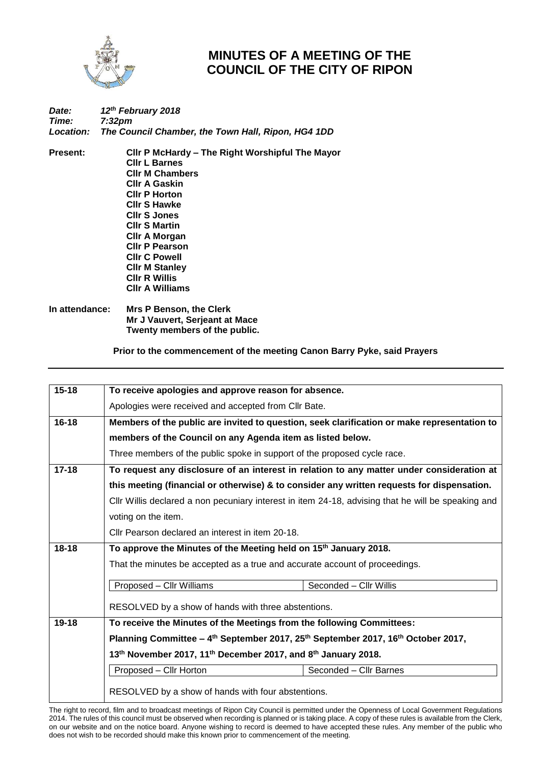# MINUTES OF A MEETING OF THE COUNCIL OF THE CITY OF RIPON

***Date:*** ***12th February 2018***
***Time:*** ***7:32pm***
***Location:*** ***The Council Chamber, the Town Hall, Ripon, HG4 1DD***

**Present:**
**Cllr P McHardy – The Right Worshipful The Mayor**
**Cllr L Barnes**
**Cllr M Chambers**
**Cllr A Gaskin**
**Cllr P Horton**
**Cllr S Hawke**
**Cllr S Jones**
**Cllr S Martin**
**Cllr A Morgan**
**Cllr P Pearson**
**Cllr C Powell**
**Cllr M Stanley**
**Cllr R Willis**
**Cllr A Williams**

**In attendance:**
**Mrs P Benson, the Clerk**
**Mr J Vauvert, Serjeant at Mace**
**Twenty members of the public.**

**Prior to the commencement of the meeting Canon Barry Pyke, said Prayers**

| | |
|---|---|
| **15-18** | **To receive apologies and approve reason for absence.**<br>Apologies were received and accepted from Cllr Bate. |
| **16-18** | **Members of the public are invited to question, seek clarification or make representation to members of the Council on any Agenda item as listed below.**<br>Three members of the public spoke in support of the proposed cycle race. |
| **17-18** | **To request any disclosure of an interest in relation to any matter under consideration at this meeting (financial or otherwise) & to consider any written requests for dispensation.**<br>Cllr Willis declared a non pecuniary interest in item 24-18, advising that he will be speaking and voting on the item.<br>Cllr Pearson declared an interest in item 20-18. |
| **18-18** | **To approve the Minutes of the Meeting held on 15th January 2018.**<br>That the minutes be accepted as a true and accurate account of proceedings.<br>Proposed – Cllr Williams / Seconded – Cllr Willis<br>RESOLVED by a show of hands with three abstentions. |
| **19-18** | **To receive the Minutes of the Meetings from the following Committees:**<br>**Planning Committee – 4th September 2017, 25th September 2017, 16th October 2017, 13th November 2017, 11th December 2017, and 8th January 2018.**<br>Proposed – Cllr Horton / Seconded – Cllr Barnes<br>RESOLVED by a show of hands with four abstentions. |

The right to record, film and to broadcast meetings of Ripon City Council is permitted under the Openness of Local Government Regulations 2014. The rules of this council must be observed when recording is planned or is taking place. A copy of these rules is available from the Clerk, on our website and on the notice board. Anyone wishing to record is deemed to have accepted these rules. Any member of the public who does not wish to be recorded should make this known prior to commencement of the meeting.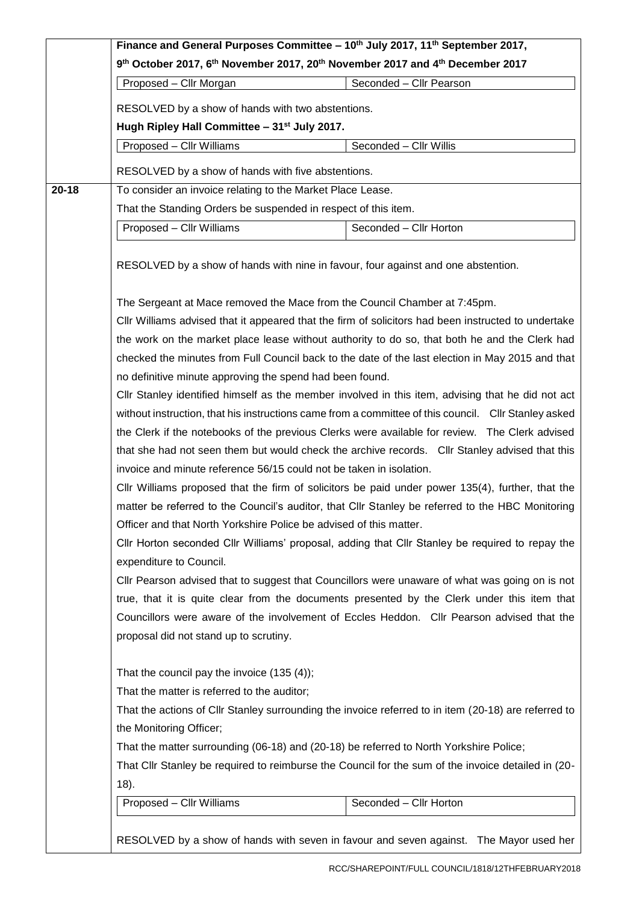**Finance and General Purposes Committee – 10th July 2017, 11th September 2017, 9th October 2017, 6th November 2017, 20th November 2017 and 4th December 2017**

| Proposed – Cllr Morgan | Seconded – Cllr Pearson |
|---|---|

RESOLVED by a show of hands with two abstentions.

**Hugh Ripley Hall Committee – 31st July 2017.**

| Proposed – Cllr Williams | Seconded – Cllr Willis |
|---|---|

RESOLVED by a show of hands with five abstentions.

**20-18** To consider an invoice relating to the Market Place Lease.

That the Standing Orders be suspended in respect of this item.

| Proposed – Cllr Williams | Seconded – Cllr Horton |
|---|---|

RESOLVED by a show of hands with nine in favour, four against and one abstention.

The Sergeant at Mace removed the Mace from the Council Chamber at 7:45pm.

Cllr Williams advised that it appeared that the firm of solicitors had been instructed to undertake the work on the market place lease without authority to do so, that both he and the Clerk had checked the minutes from Full Council back to the date of the last election in May 2015 and that no definitive minute approving the spend had been found.

Cllr Stanley identified himself as the member involved in this item, advising that he did not act without instruction, that his instructions came from a committee of this council. Cllr Stanley asked the Clerk if the notebooks of the previous Clerks were available for review. The Clerk advised that she had not seen them but would check the archive records. Cllr Stanley advised that this invoice and minute reference 56/15 could not be taken in isolation.

Cllr Williams proposed that the firm of solicitors be paid under power 135(4), further, that the matter be referred to the Council's auditor, that Cllr Stanley be referred to the HBC Monitoring Officer and that North Yorkshire Police be advised of this matter.

Cllr Horton seconded Cllr Williams' proposal, adding that Cllr Stanley be required to repay the expenditure to Council.

Cllr Pearson advised that to suggest that Councillors were unaware of what was going on is not true, that it is quite clear from the documents presented by the Clerk under this item that Councillors were aware of the involvement of Eccles Heddon. Cllr Pearson advised that the proposal did not stand up to scrutiny.

That the council pay the invoice (135 (4));

That the matter is referred to the auditor;

That the actions of Cllr Stanley surrounding the invoice referred to in item (20-18) are referred to the Monitoring Officer;

That the matter surrounding (06-18) and (20-18) be referred to North Yorkshire Police;

That Cllr Stanley be required to reimburse the Council for the sum of the invoice detailed in (20-18).

| Proposed – Cllr Williams | Seconded – Cllr Horton |
|---|---|

RESOLVED by a show of hands with seven in favour and seven against. The Mayor used her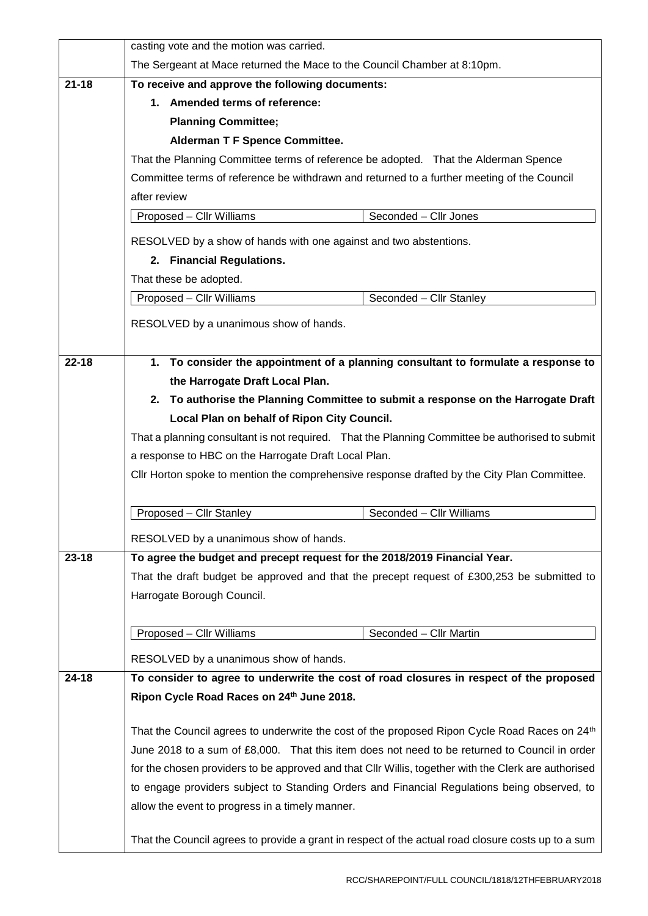| | |
|---|---|
| | casting vote and the motion was carried.<br><br>The Sergeant at Mace returned the Mace to the Council Chamber at 8:10pm. |
| **21-18** | **To receive and approve the following documents:**<br><br>**1. Amended terms of reference:**<br>**Planning Committee;**<br>**Alderman T F Spence Committee.**<br><br>That the Planning Committee terms of reference be adopted. That the Alderman Spence Committee terms of reference be withdrawn and returned to a further meeting of the Council after review<br><br>Proposed – Cllr Williams — Seconded – Cllr Jones<br><br>RESOLVED by a show of hands with one against and two abstentions.<br><br>**2. Financial Regulations.**<br><br>That these be adopted.<br><br>Proposed – Cllr Williams — Seconded – Cllr Stanley<br><br>RESOLVED by a unanimous show of hands. |
| **22-18** | **1. To consider the appointment of a planning consultant to formulate a response to the Harrogate Draft Local Plan.**<br>**2. To authorise the Planning Committee to submit a response on the Harrogate Draft Local Plan on behalf of Ripon City Council.**<br><br>That a planning consultant is not required. That the Planning Committee be authorised to submit a response to HBC on the Harrogate Draft Local Plan.<br><br>Cllr Horton spoke to mention the comprehensive response drafted by the City Plan Committee.<br><br>Proposed – Cllr Stanley — Seconded – Cllr Williams<br><br>RESOLVED by a unanimous show of hands. |
| **23-18** | **To agree the budget and precept request for the 2018/2019 Financial Year.**<br><br>That the draft budget be approved and that the precept request of £300,253 be submitted to Harrogate Borough Council.<br><br>Proposed – Cllr Williams — Seconded – Cllr Martin<br><br>RESOLVED by a unanimous show of hands. |
| **24-18** | **To consider to agree to underwrite the cost of road closures in respect of the proposed Ripon Cycle Road Races on 24th June 2018.**<br><br>That the Council agrees to underwrite the cost of the proposed Ripon Cycle Road Races on 24th June 2018 to a sum of £8,000. That this item does not need to be returned to Council in order for the chosen providers to be approved and that Cllr Willis, together with the Clerk are authorised to engage providers subject to Standing Orders and Financial Regulations being observed, to allow the event to progress in a timely manner.<br><br>That the Council agrees to provide a grant in respect of the actual road closure costs up to a sum |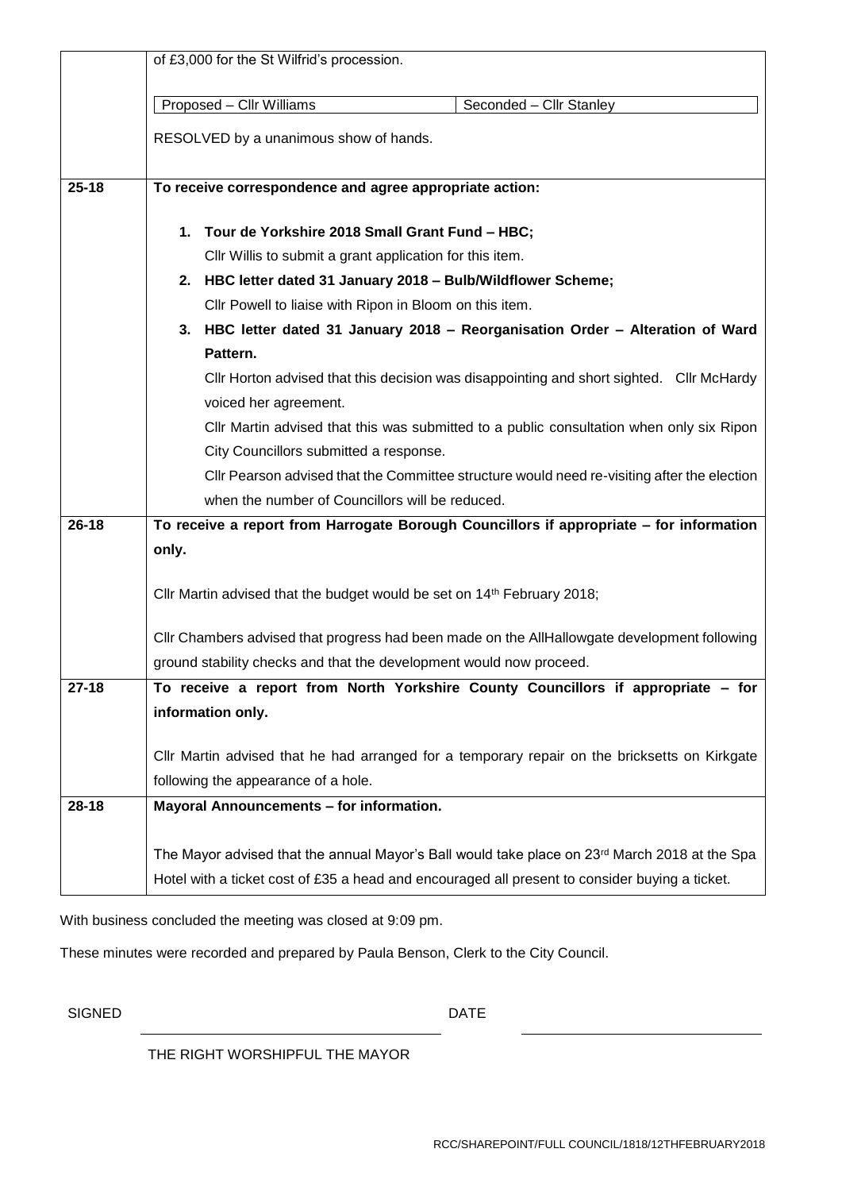| | |
|---|---|
| | of £3,000 for the St Wilfrid's procession.<br><br>Proposed – Cllr Williams — Seconded – Cllr Stanley<br><br>RESOLVED by a unanimous show of hands. |
| **25-18** | **To receive correspondence and agree appropriate action:**<br><br>1. **Tour de Yorkshire 2018 Small Grant Fund – HBC;**<br>Cllr Willis to submit a grant application for this item.<br>2. **HBC letter dated 31 January 2018 – Bulb/Wildflower Scheme;**<br>Cllr Powell to liaise with Ripon in Bloom on this item.<br>3. **HBC letter dated 31 January 2018 – Reorganisation Order – Alteration of Ward Pattern.**<br>Cllr Horton advised that this decision was disappointing and short sighted. Cllr McHardy voiced her agreement.<br>Cllr Martin advised that this was submitted to a public consultation when only six Ripon City Councillors submitted a response.<br>Cllr Pearson advised that the Committee structure would need re-visiting after the election when the number of Councillors will be reduced. |
| **26-18** | **To receive a report from Harrogate Borough Councillors if appropriate – for information only.**<br><br>Cllr Martin advised that the budget would be set on 14th February 2018;<br><br>Cllr Chambers advised that progress had been made on the AllHallowgate development following ground stability checks and that the development would now proceed. |
| **27-18** | **To receive a report from North Yorkshire County Councillors if appropriate – for information only.**<br><br>Cllr Martin advised that he had arranged for a temporary repair on the bricksetts on Kirkgate following the appearance of a hole. |
| **28-18** | **Mayoral Announcements – for information.**<br><br>The Mayor advised that the annual Mayor's Ball would take place on 23rd March 2018 at the Spa Hotel with a ticket cost of £35 a head and encouraged all present to consider buying a ticket. |

With business concluded the meeting was closed at 9:09 pm.

These minutes were recorded and prepared by Paula Benson, Clerk to the City Council.

SIGNED ______________________________ DATE ______________________________

THE RIGHT WORSHIPFUL THE MAYOR

RCC/SHAREPOINT/FULL COUNCIL/1818/12THFEBRUARY2018